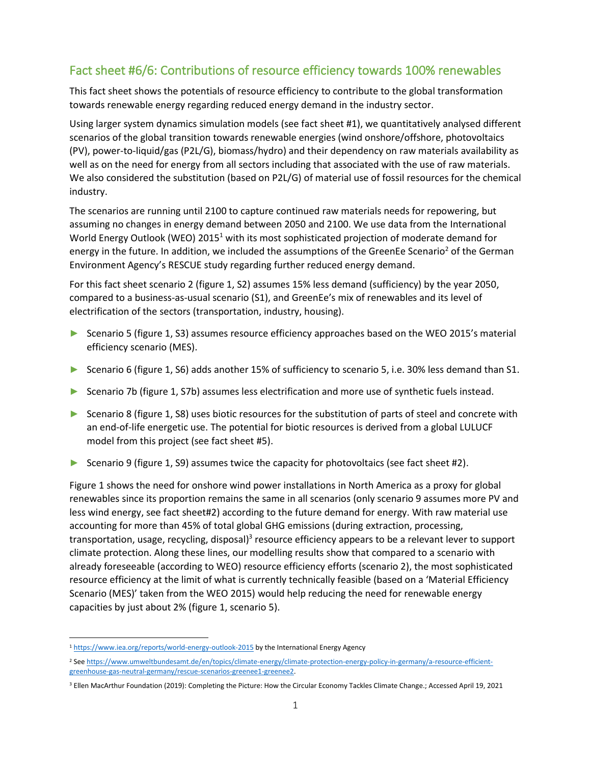## Fact sheet #6/6: Contributions of resource efficiency towards 100% renewables

This fact sheet shows the potentials of resource efficiency to contribute to the global transformation towards renewable energy regarding reduced energy demand in the industry sector.

Using larger system dynamics simulation models (see fact sheet #1), we quantitatively analysed different scenarios of the global transition towards renewable energies (wind onshore/offshore, photovoltaics (PV), power-to-liquid/gas (P2L/G), biomass/hydro) and their dependency on raw materials availability as well as on the need for energy from all sectors including that associated with the use of raw materials. We also considered the substitution (based on P2L/G) of material use of fossil resources for the chemical industry.

The scenarios are running until 2100 to capture continued raw materials needs for repowering, but assuming no changes in energy demand between 2050 and 2100. We use data from the International World Energy Outlook (WEO) 2015[1] with its most sophisticated projection of moderate demand for energy in the future. In addition, we included the assumptions of the GreenEe Scenario[2] of the German Environment Agency's RESCUE study regarding further reduced energy demand.

For this fact sheet scenario 2 (figure 1, S2) assumes 15% less demand (sufficiency) by the year 2050, compared to a business-as-usual scenario (S1), and GreenEe's mix of renewables and its level of electrification of the sectors (transportation, industry, housing).

- Scenario 5 (figure 1, S3) assumes resource efficiency approaches based on the WEO 2015's material efficiency scenario (MES).
- Scenario 6 (figure 1, S6) adds another 15% of sufficiency to scenario 5, i.e. 30% less demand than S1.
- Scenario 7b (figure 1, S7b) assumes less electrification and more use of synthetic fuels instead.
- Scenario 8 (figure 1, S8) uses biotic resources for the substitution of parts of steel and concrete with an end-of-life energetic use. The potential for biotic resources is derived from a global LULUCF model from this project (see fact sheet #5).
- Scenario 9 (figure 1, S9) assumes twice the capacity for photovoltaics (see fact sheet #2).

Figure 1 shows the need for onshore wind power installations in North America as a proxy for global renewables since its proportion remains the same in all scenarios (only scenario 9 assumes more PV and less wind energy, see fact sheet#2) according to the future demand for energy. With raw material use accounting for more than 45% of total global GHG emissions (during extraction, processing, transportation, usage, recycling, disposal)[3] resource efficiency appears to be a relevant lever to support climate protection. Along these lines, our modelling results show that compared to a scenario with already foreseeable (according to WEO) resource efficiency efforts (scenario 2), the most sophisticated resource efficiency at the limit of what is currently technically feasible (based on a 'Material Efficiency Scenario (MES)' taken from the WEO 2015) would help reducing the need for renewable energy capacities by just about 2% (figure 1, scenario 5).

---

[1] https://www.iea.org/reports/world-energy-outlook-2015 by the International Energy Agency

[2] See https://www.umweltbundesamt.de/en/topics/climate-energy/climate-protection-energy-policy-in-germany/a-resource-efficient-greenhouse-gas-neutral-germany/rescue-scenarios-greenee1-greenee2.

[3] Ellen MacArthur Foundation (2019): Completing the Picture: How the Circular Economy Tackles Climate Change.; Accessed April 19, 2021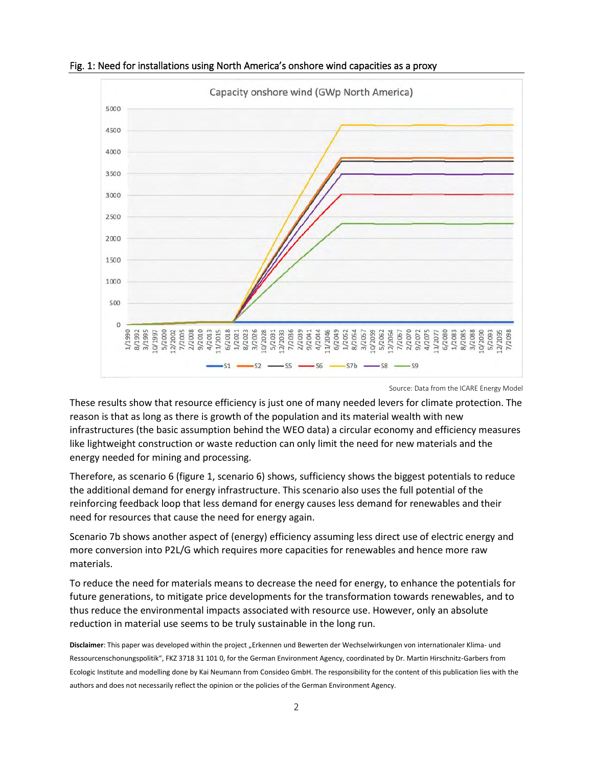Fig. 1: Need for installations using North America's onshore wind capacities as a proxy

Capacity onshore wind (GWp North America)

5000
4500
4000
3500
3000
2500
2000
1500
1000
500
0

1/1990 8/1992 3/1995 10/1997 5/2000 12/2002 7/2005 2/2008 9/2010 4/2013 11/2015 6/2018 1/2021 8/2023 3/2026 10/2028 5/2031 12/2033 7/2036 2/2039 9/2041 4/2044 11/2046 6/2049 1/2052 8/2054 3/2057 10/2059 5/2062 12/2064 7/2067 2/2070 9/2072 4/2075 11/2077 6/2080 1/2083 8/2085 3/2088 10/2090 5/2093 12/2095 7/2098

S1 S2 S5 S6 S7b S8 S9

Source: Data from the ICARE Energy Model

These results show that resource efficiency is just one of many needed levers for climate protection. The reason is that as long as there is growth of the population and its material wealth with new infrastructures (the basic assumption behind the WEO data) a circular economy and efficiency measures like lightweight construction or waste reduction can only limit the need for new materials and the energy needed for mining and processing.

Therefore, as scenario 6 (figure 1, scenario 6) shows, sufficiency shows the biggest potentials to reduce the additional demand for energy infrastructure. This scenario also uses the full potential of the reinforcing feedback loop that less demand for energy causes less demand for renewables and their need for resources that cause the need for energy again.

Scenario 7b shows another aspect of (energy) efficiency assuming less direct use of electric energy and more conversion into P2L/G which requires more capacities for renewables and hence more raw materials.

To reduce the need for materials means to decrease the need for energy, to enhance the potentials for future generations, to mitigate price developments for the transformation towards renewables, and to thus reduce the environmental impacts associated with resource use. However, only an absolute reduction in material use seems to be truly sustainable in the long run.

**Disclaimer**: This paper was developed within the project „Erkennen und Bewerten der Wechselwirkungen von internationaler Klima- und Ressourcenschonungspolitik", FKZ 3718 31 101 0, for the German Environment Agency, coordinated by Dr. Martin Hirschnitz-Garbers from Ecologic Institute and modelling done by Kai Neumann from Consideo GmbH. The responsibility for the content of this publication lies with the authors and does not necessarily reflect the opinion or the policies of the German Environment Agency.